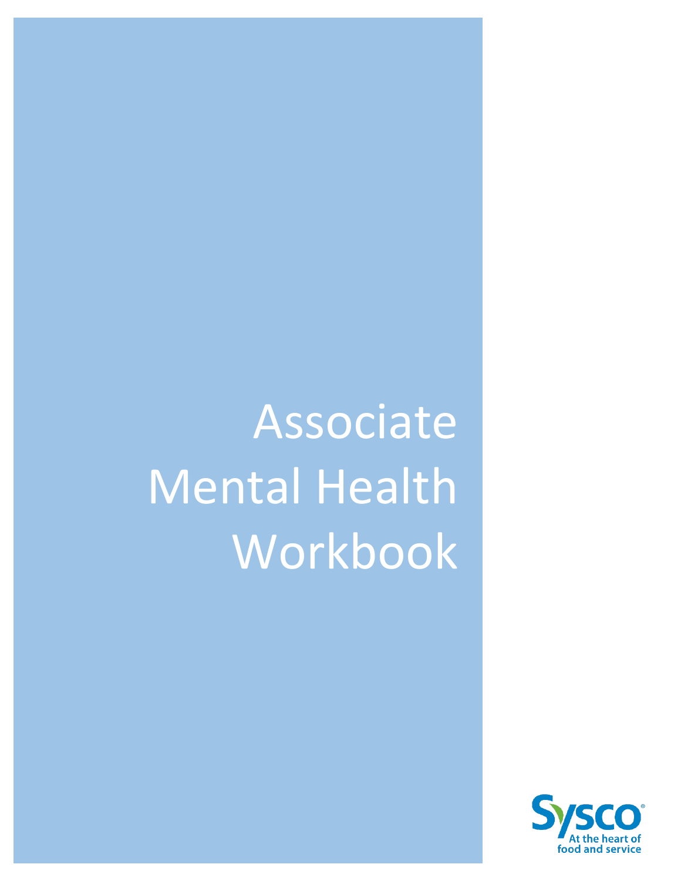# Associate Mental Health Workbook

Sysco
At the heart of food and service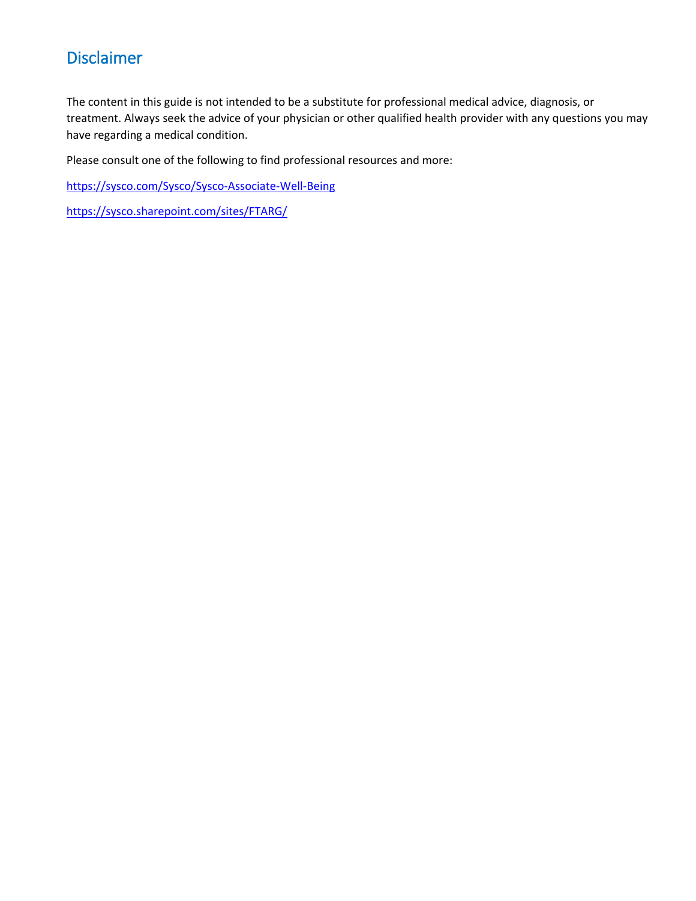# Disclaimer

The content in this guide is not intended to be a substitute for professional medical advice, diagnosis, or treatment. Always seek the advice of your physician or other qualified health provider with any questions you may have regarding a medical condition.

Please consult one of the following to find professional resources and more:

https://sysco.com/Sysco/Sysco-Associate-Well-Being

https://sysco.sharepoint.com/sites/FTARG/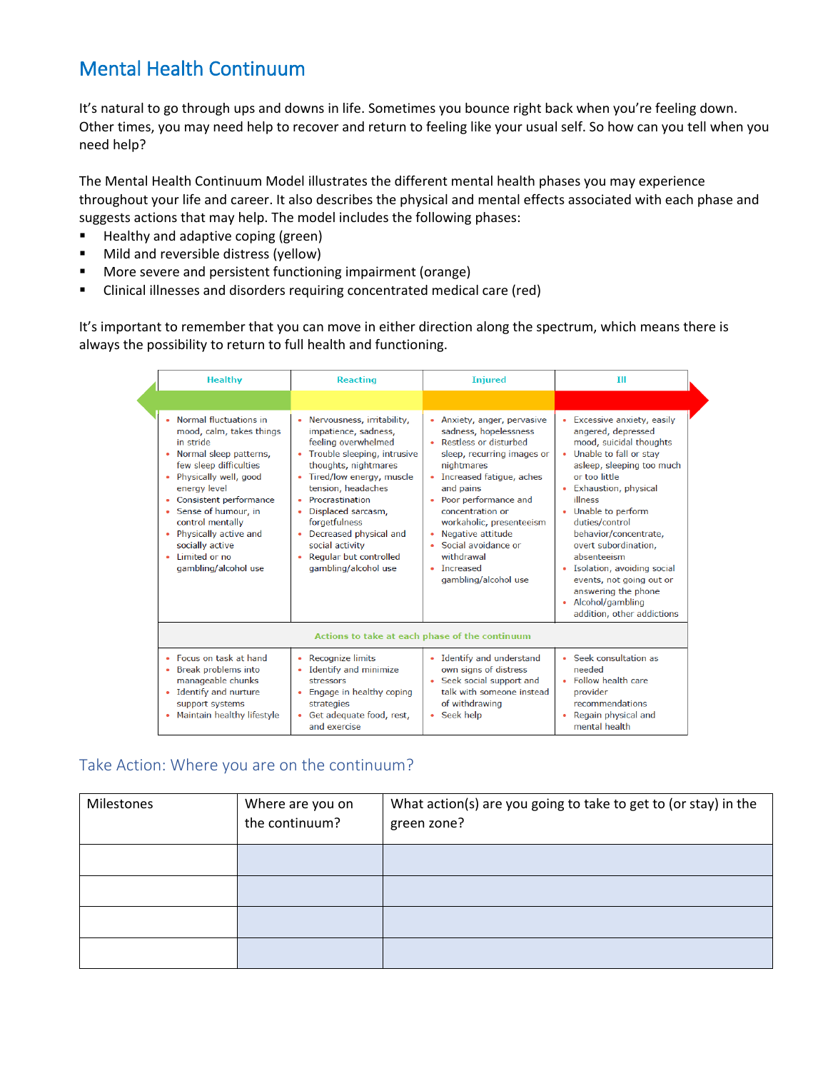# Mental Health Continuum

It's natural to go through ups and downs in life. Sometimes you bounce right back when you're feeling down. Other times, you may need help to recover and return to feeling like your usual self. So how can you tell when you need help?

The Mental Health Continuum Model illustrates the different mental health phases you may experience throughout your life and career. It also describes the physical and mental effects associated with each phase and suggests actions that may help. The model includes the following phases:

- Healthy and adaptive coping (green)
- Mild and reversible distress (yellow)
- More severe and persistent functioning impairment (orange)
- Clinical illnesses and disorders requiring concentrated medical care (red)

It's important to remember that you can move in either direction along the spectrum, which means there is always the possibility to return to full health and functioning.

| Healthy | Reacting | Injured | Ill |
|---|---|---|---|
| • Normal fluctuations in mood, calm, takes things in stride<br>• Normal sleep patterns, few sleep difficulties<br>• Physically well, good energy level<br>• Consistent performance<br>• Sense of humour, in control mentally<br>• Physically active and socially active<br>• Limited or no gambling/alcohol use | • Nervousness, irritability, impatience, sadness, feeling overwhelmed<br>• Trouble sleeping, intrusive thoughts, nightmares<br>• Tired/low energy, muscle tension, headaches<br>• Procrastination<br>• Displaced sarcasm, forgetfulness<br>• Decreased physical and social activity<br>• Regular but controlled gambling/alcohol use | • Anxiety, anger, pervasive sadness, hopelessness<br>• Restless or disturbed sleep, recurring images or nightmares<br>• Increased fatigue, aches and pains<br>• Poor performance and concentration or workaholic, presenteeism<br>• Negative attitude<br>• Social avoidance or withdrawal<br>• Increased gambling/alcohol use | • Excessive anxiety, easily angered, depressed mood, suicidal thoughts<br>• Unable to fall or stay asleep, sleeping too much or too little<br>• Exhaustion, physical illness<br>• Unable to perform duties/control behavior/concentrate, overt subordination, absenteeism<br>• Isolation, avoiding social events, not going out or answering the phone<br>• Alcohol/gambling addition, other addictions |
| **Actions to take at each phase of the continuum** | | | |
| • Focus on task at hand<br>• Break problems into manageable chunks<br>• Identify and nurture support systems<br>• Maintain healthy lifestyle | • Recognize limits<br>• Identify and minimize stressors<br>• Engage in healthy coping strategies<br>• Get adequate food, rest, and exercise | • Identify and understand own signs of distress<br>• Seek social support and talk with someone instead of withdrawing<br>• Seek help | • Seek consultation as needed<br>• Follow health care provider recommendations<br>• Regain physical and mental health |

## Take Action: Where you are on the continuum?

| Milestones | Where are you on the continuum? | What action(s) are you going to take to get to (or stay) in the green zone? |
|---|---|---|
| | | |
| | | |
| | | |
| | | |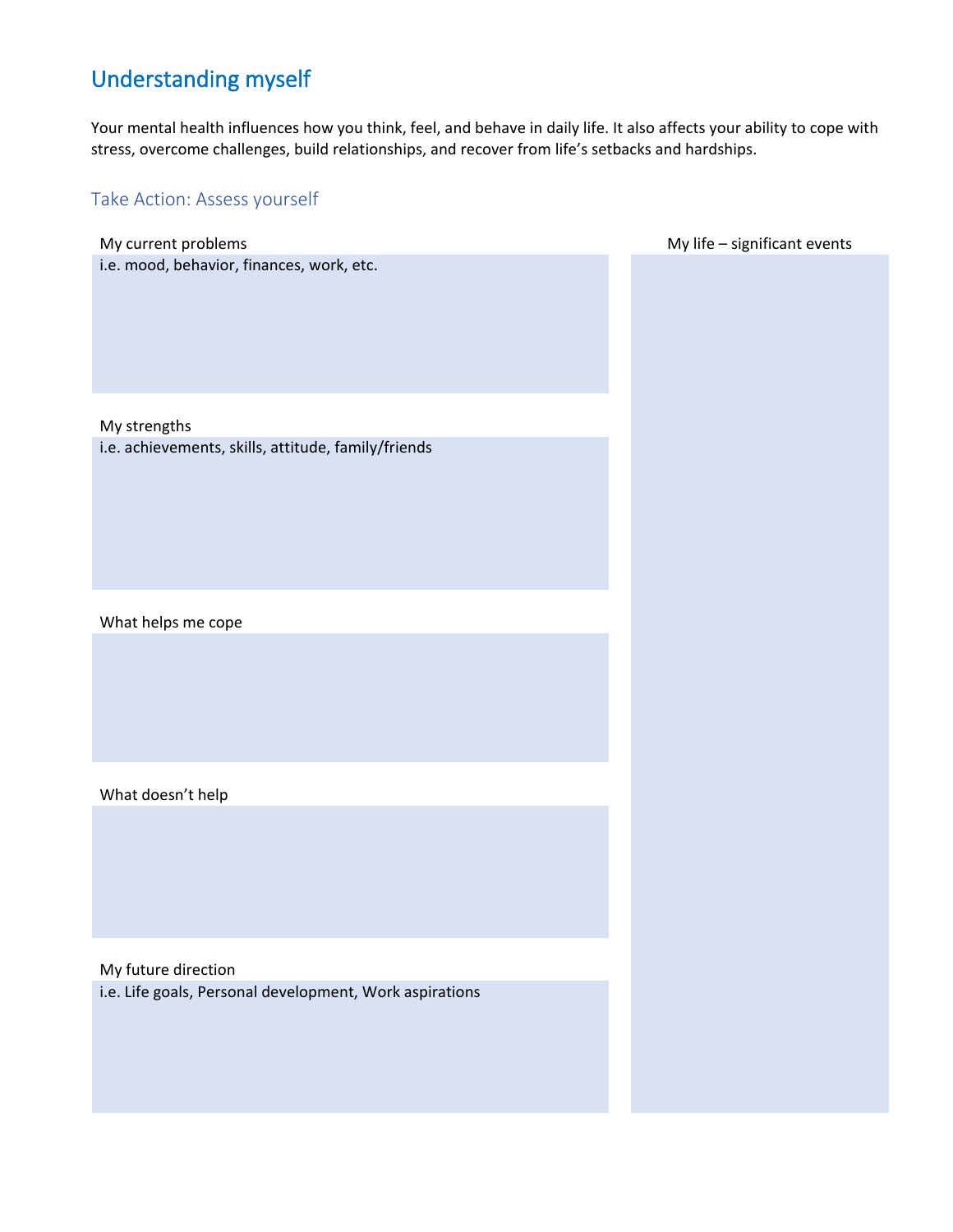## Understanding myself

Your mental health influences how you think, feel, and behave in daily life. It also affects your ability to cope with stress, overcome challenges, build relationships, and recover from life's setbacks and hardships.

### Take Action: Assess yourself

My current problems

i.e. mood, behavior, finances, work, etc.

My strengths

i.e. achievements, skills, attitude, family/friends

What helps me cope

What doesn't help

My future direction

i.e. Life goals, Personal development, Work aspirations

My life – significant events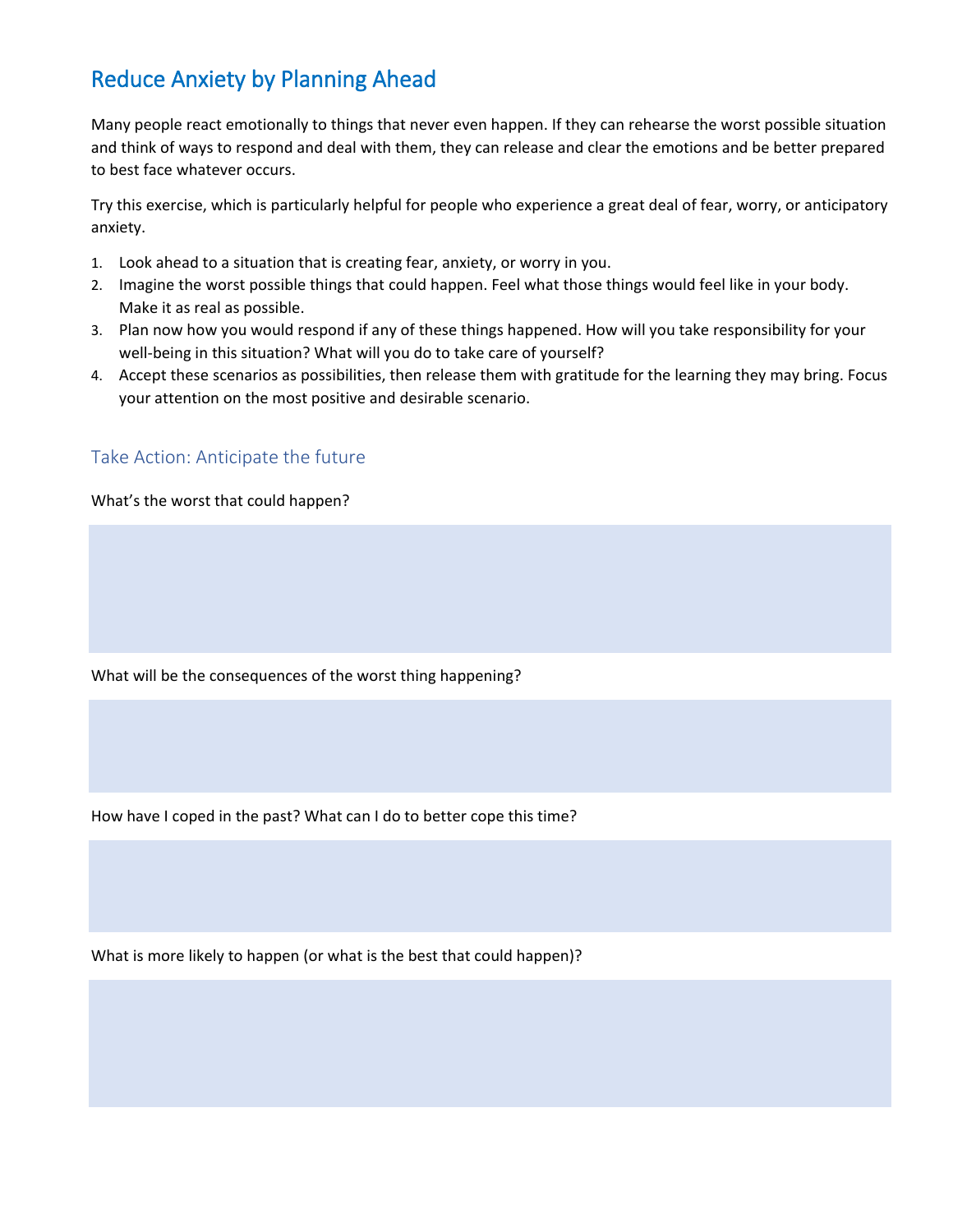## Reduce Anxiety by Planning Ahead

Many people react emotionally to things that never even happen. If they can rehearse the worst possible situation and think of ways to respond and deal with them, they can release and clear the emotions and be better prepared to best face whatever occurs.

Try this exercise, which is particularly helpful for people who experience a great deal of fear, worry, or anticipatory anxiety.

1. Look ahead to a situation that is creating fear, anxiety, or worry in you.
2. Imagine the worst possible things that could happen. Feel what those things would feel like in your body. Make it as real as possible.
3. Plan now how you would respond if any of these things happened. How will you take responsibility for your well-being in this situation? What will you do to take care of yourself?
4. Accept these scenarios as possibilities, then release them with gratitude for the learning they may bring. Focus your attention on the most positive and desirable scenario.

### Take Action: Anticipate the future

What's the worst that could happen?

What will be the consequences of the worst thing happening?

How have I coped in the past? What can I do to better cope this time?

What is more likely to happen (or what is the best that could happen)?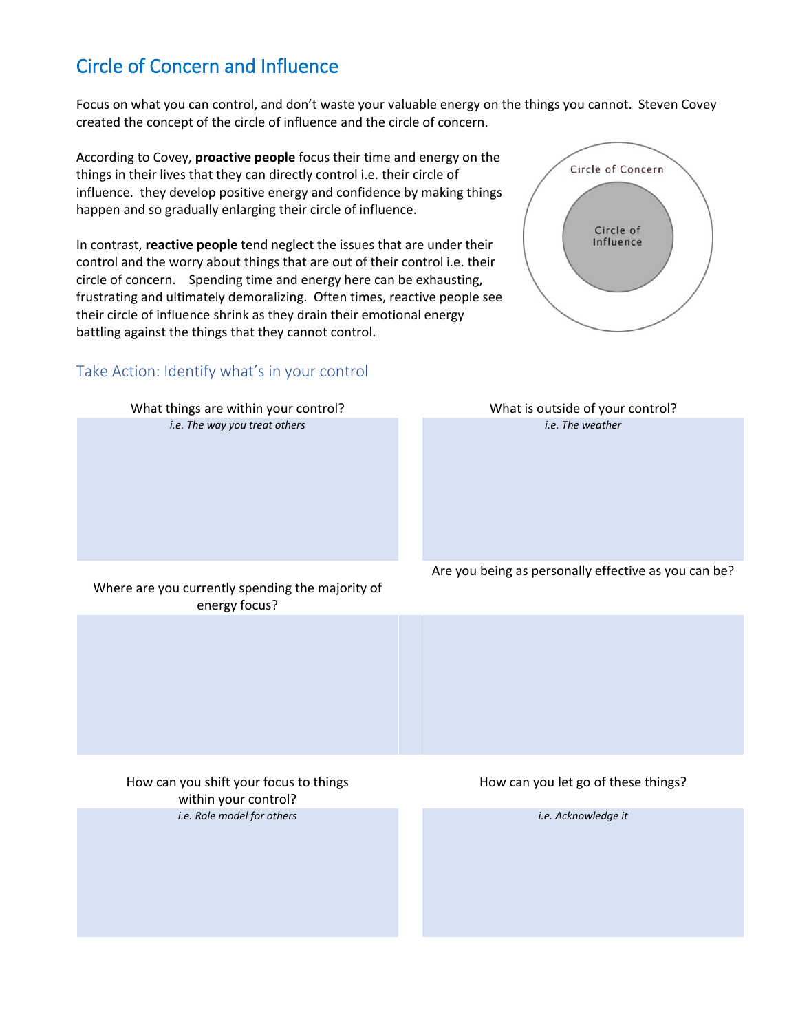# Circle of Concern and Influence

Focus on what you can control, and don't waste your valuable energy on the things you cannot. Steven Covey created the concept of the circle of influence and the circle of concern.

According to Covey, **proactive people** focus their time and energy on the things in their lives that they can directly control i.e. their circle of influence. they develop positive energy and confidence by making things happen and so gradually enlarging their circle of influence.

In contrast, **reactive people** tend neglect the issues that are under their control and the worry about things that are out of their control i.e. their circle of concern. Spending time and energy here can be exhausting, frustrating and ultimately demoralizing. Often times, reactive people see their circle of influence shrink as they drain their emotional energy battling against the things that they cannot control.

Circle of Concern

Circle of Influence

## Take Action: Identify what's in your control

| What things are within your control? *i.e. The way you treat others* | What is outside of your control? *i.e. The weather* |
|---|---|
| | |

| Where are you currently spending the majority of energy focus? | Are you being as personally effective as you can be? |
|---|---|
| | |

| How can you shift your focus to things within your control? *i.e. Role model for others* | How can you let go of these things? *i.e. Acknowledge it* |
|---|---|
| | |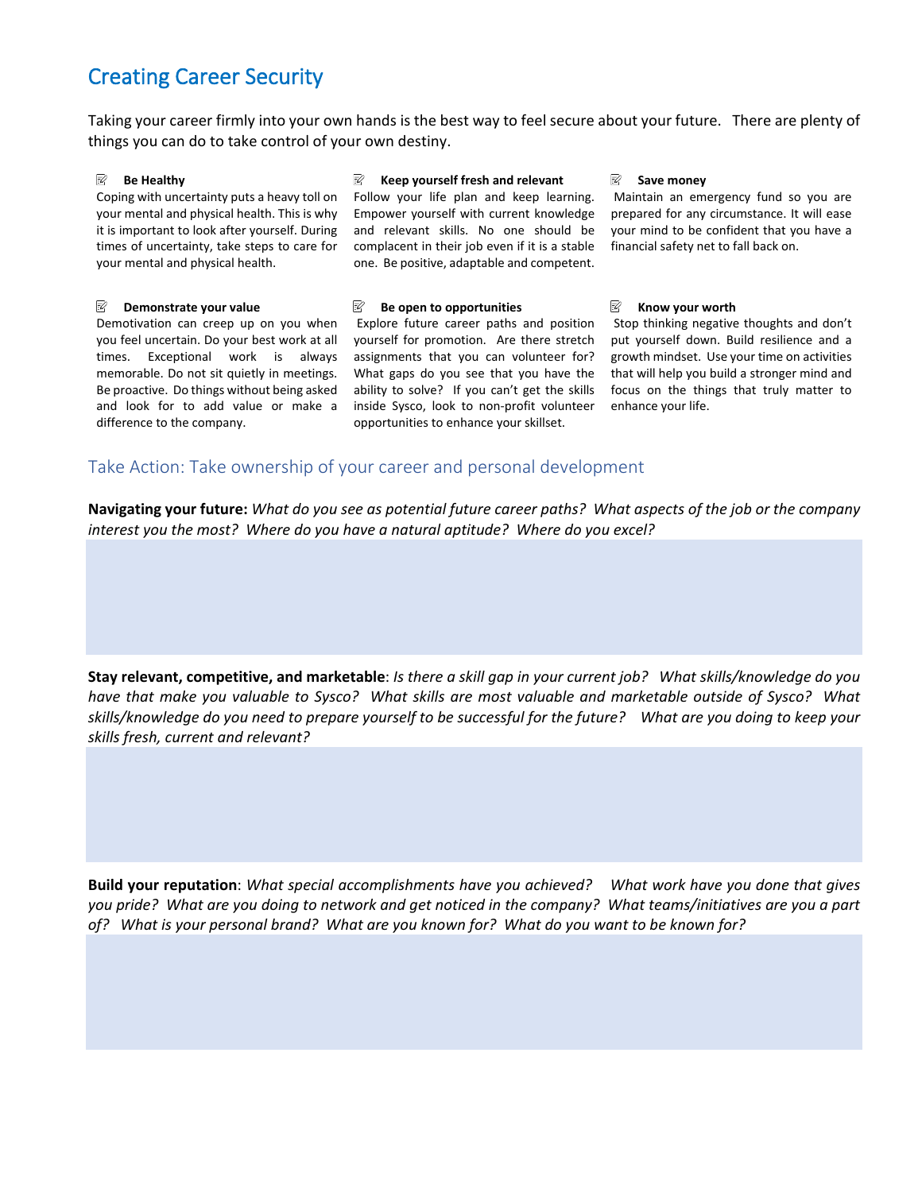# Creating Career Security

Taking your career firmly into your own hands is the best way to feel secure about your future. There are plenty of things you can do to take control of your own destiny.

**Be Healthy**
Coping with uncertainty puts a heavy toll on your mental and physical health. This is why it is important to look after yourself. During times of uncertainty, take steps to care for your mental and physical health.

**Keep yourself fresh and relevant**
Follow your life plan and keep learning. Empower yourself with current knowledge and relevant skills. No one should be complacent in their job even if it is a stable one. Be positive, adaptable and competent.

**Save money**
Maintain an emergency fund so you are prepared for any circumstance. It will ease your mind to be confident that you have a financial safety net to fall back on.

**Demonstrate your value**
Demotivation can creep up on you when you feel uncertain. Do your best work at all times. Exceptional work is always memorable. Do not sit quietly in meetings. Be proactive. Do things without being asked and look for to add value or make a difference to the company.

**Be open to opportunities**
Explore future career paths and position yourself for promotion. Are there stretch assignments that you can volunteer for? What gaps do you see that you have the ability to solve? If you can't get the skills inside Sysco, look to non-profit volunteer opportunities to enhance your skillset.

**Know your worth**
Stop thinking negative thoughts and don't put yourself down. Build resilience and a growth mindset. Use your time on activities that will help you build a stronger mind and focus on the things that truly matter to enhance your life.

## Take Action: Take ownership of your career and personal development

**Navigating your future:** *What do you see as potential future career paths? What aspects of the job or the company interest you the most? Where do you have a natural aptitude? Where do you excel?*

**Stay relevant, competitive, and marketable**: *Is there a skill gap in your current job? What skills/knowledge do you have that make you valuable to Sysco? What skills are most valuable and marketable outside of Sysco? What skills/knowledge do you need to prepare yourself to be successful for the future? What are you doing to keep your skills fresh, current and relevant?*

**Build your reputation**: *What special accomplishments have you achieved? What work have you done that gives you pride? What are you doing to network and get noticed in the company? What teams/initiatives are you a part of? What is your personal brand? What are you known for? What do you want to be known for?*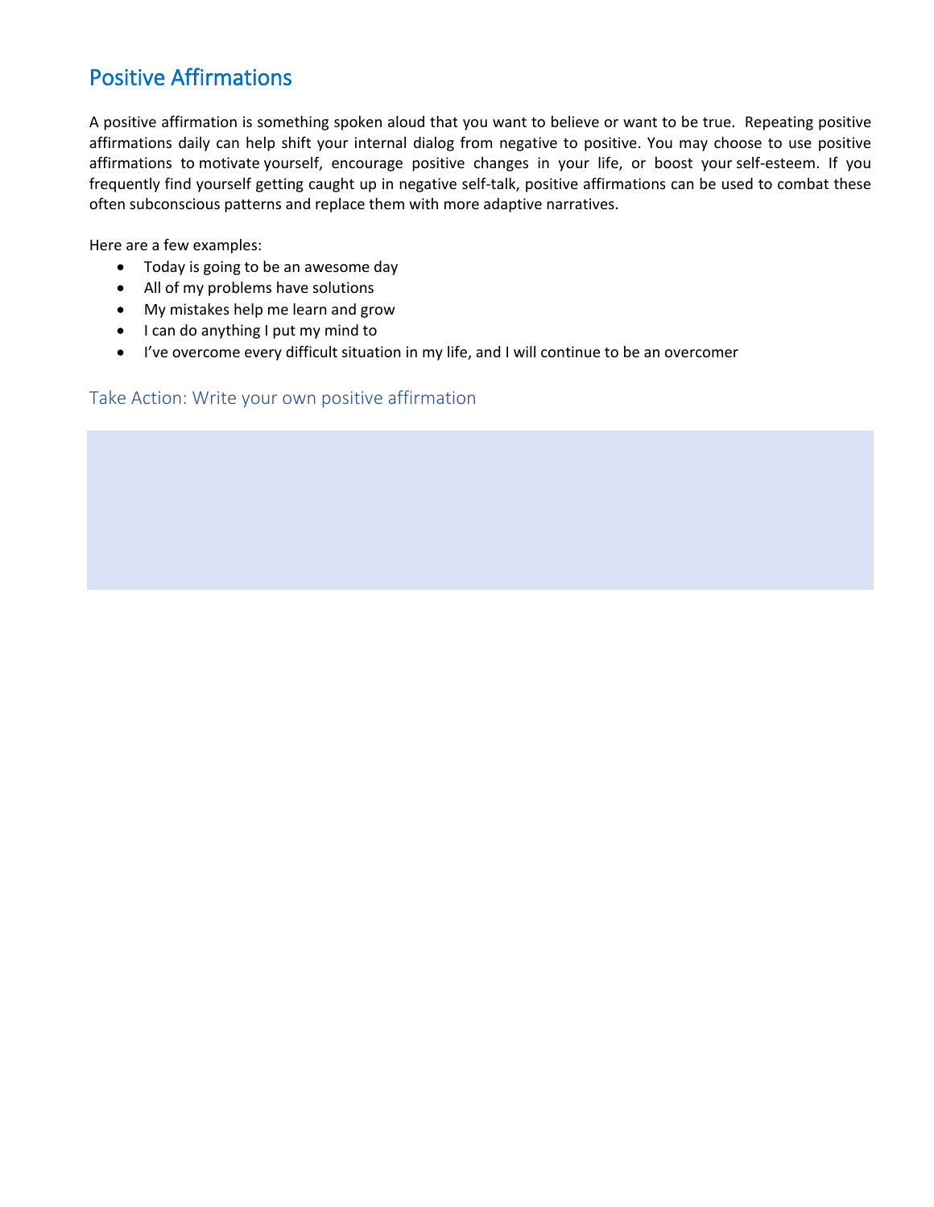# Positive Affirmations

A positive affirmation is something spoken aloud that you want to believe or want to be true. Repeating positive affirmations daily can help shift your internal dialog from negative to positive. You may choose to use positive affirmations to motivate yourself, encourage positive changes in your life, or boost your self-esteem. If you frequently find yourself getting caught up in negative self-talk, positive affirmations can be used to combat these often subconscious patterns and replace them with more adaptive narratives.

Here are a few examples:

- Today is going to be an awesome day
- All of my problems have solutions
- My mistakes help me learn and grow
- I can do anything I put my mind to
- I've overcome every difficult situation in my life, and I will continue to be an overcomer

## Take Action: Write your own positive affirmation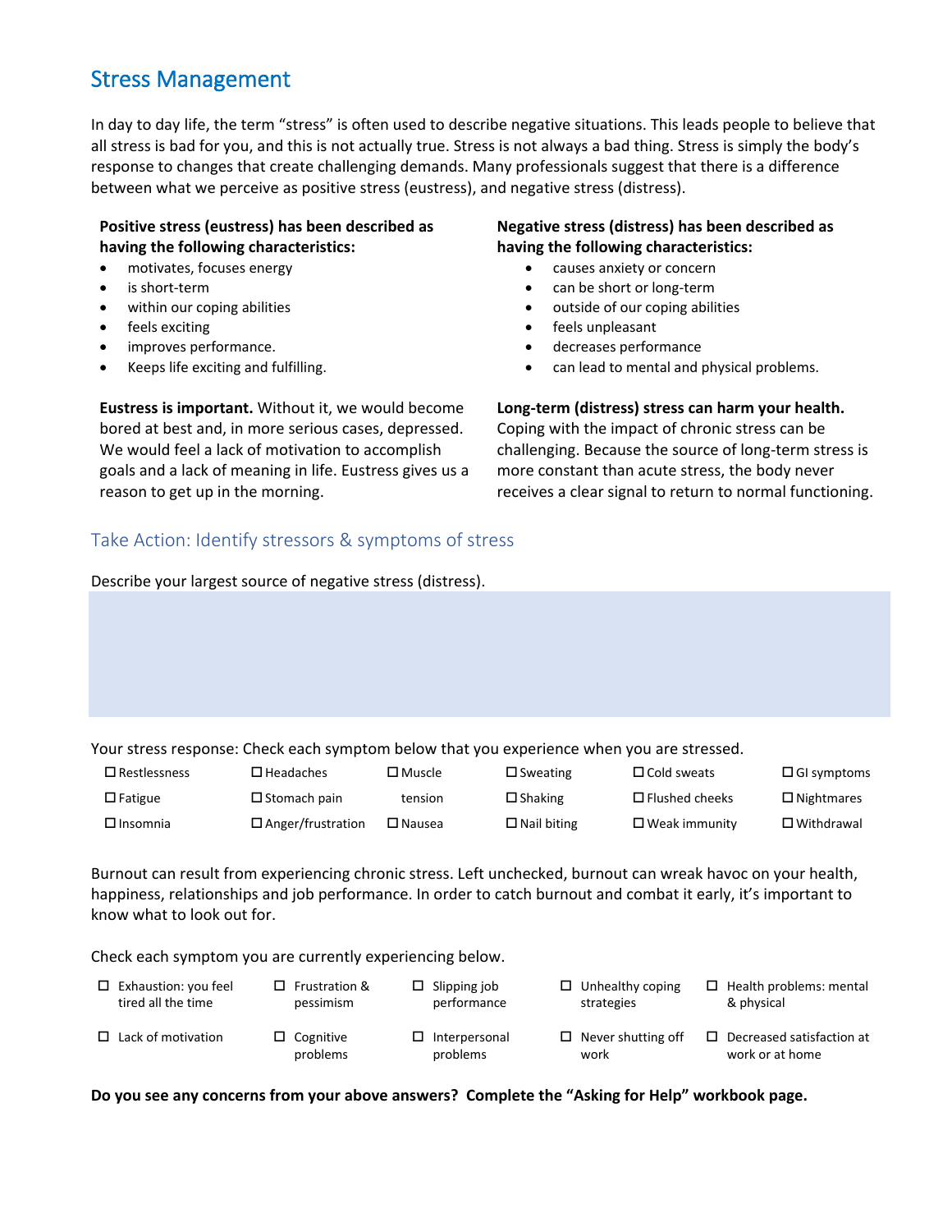## Stress Management

In day to day life, the term "stress" is often used to describe negative situations. This leads people to believe that all stress is bad for you, and this is not actually true. Stress is not always a bad thing. Stress is simply the body's response to changes that create challenging demands. Many professionals suggest that there is a difference between what we perceive as positive stress (eustress), and negative stress (distress).

**Positive stress (eustress) has been described as having the following characteristics:**

- motivates, focuses energy
- is short-term
- within our coping abilities
- feels exciting
- improves performance.
- Keeps life exciting and fulfilling.

**Eustress is important.** Without it, we would become bored at best and, in more serious cases, depressed. We would feel a lack of motivation to accomplish goals and a lack of meaning in life. Eustress gives us a reason to get up in the morning.

**Negative stress (distress) has been described as having the following characteristics:**

- causes anxiety or concern
- can be short or long-term
- outside of our coping abilities
- feels unpleasant
- decreases performance
- can lead to mental and physical problems.

**Long-term (distress) stress can harm your health.** Coping with the impact of chronic stress can be challenging. Because the source of long-term stress is more constant than acute stress, the body never receives a clear signal to return to normal functioning.

### Take Action: Identify stressors & symptoms of stress

Describe your largest source of negative stress (distress).

Your stress response: Check each symptom below that you experience when you are stressed.

| | | | | | |
|---|---|---|---|---|---|
| ☐ Restlessness | ☐ Headaches | ☐ Muscle tension | ☐ Sweating | ☐ Cold sweats | ☐ GI symptoms |
| ☐ Fatigue | ☐ Stomach pain | | ☐ Shaking | ☐ Flushed cheeks | ☐ Nightmares |
| ☐ Insomnia | ☐ Anger/frustration | ☐ Nausea | ☐ Nail biting | ☐ Weak immunity | ☐ Withdrawal |

Burnout can result from experiencing chronic stress. Left unchecked, burnout can wreak havoc on your health, happiness, relationships and job performance. In order to catch burnout and combat it early, it's important to know what to look out for.

Check each symptom you are currently experiencing below.

| | | | | |
|---|---|---|---|---|
| ☐ Exhaustion: you feel tired all the time | ☐ Frustration & pessimism | ☐ Slipping job performance | ☐ Unhealthy coping strategies | ☐ Health problems: mental & physical |
| ☐ Lack of motivation | ☐ Cognitive problems | ☐ Interpersonal problems | ☐ Never shutting off work | ☐ Decreased satisfaction at work or at home |

**Do you see any concerns from your above answers? Complete the "Asking for Help" workbook page.**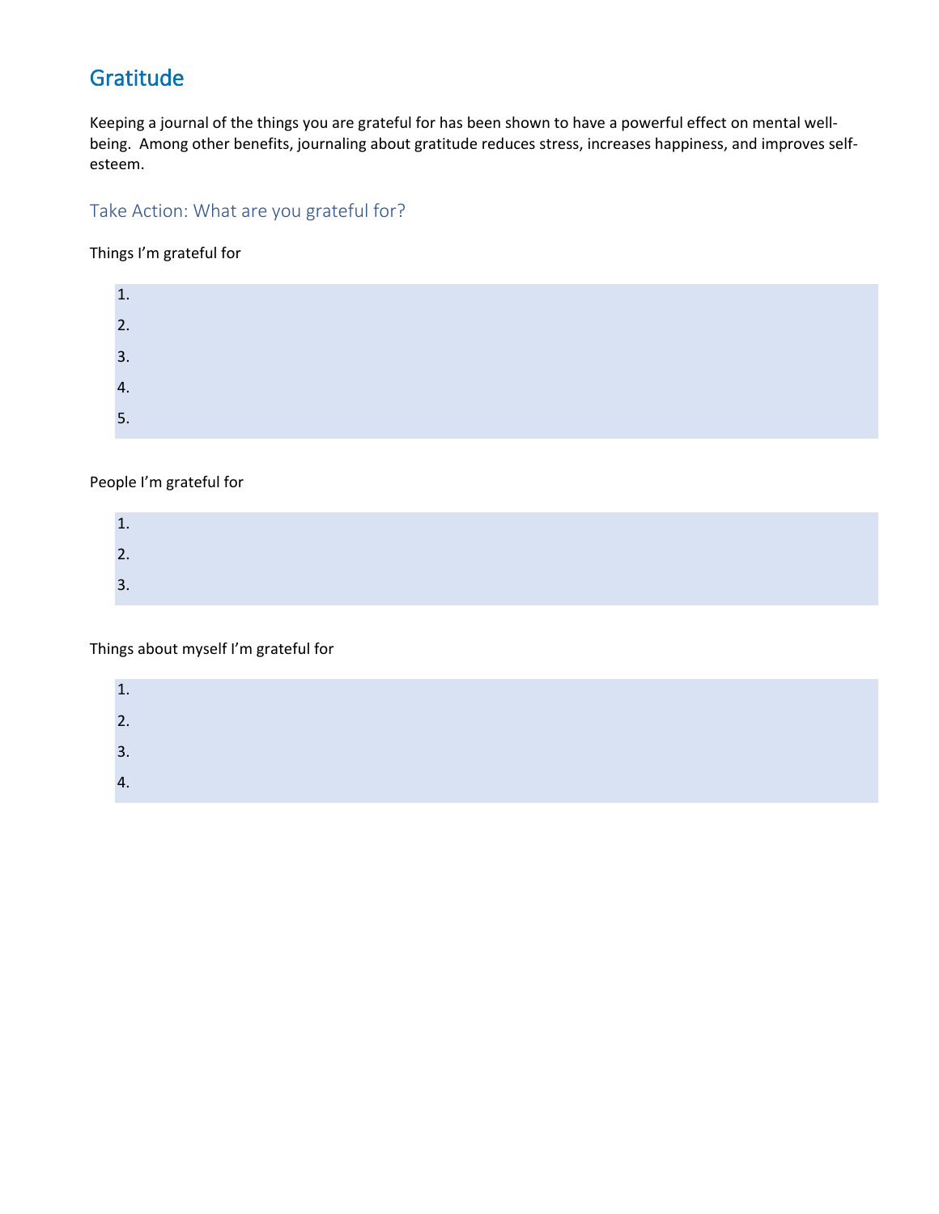## Gratitude

Keeping a journal of the things you are grateful for has been shown to have a powerful effect on mental well-being. Among other benefits, journaling about gratitude reduces stress, increases happiness, and improves self-esteem.

### Take Action: What are you grateful for?

Things I'm grateful for

1.
2.
3.
4.
5.

People I'm grateful for

1.
2.
3.

Things about myself I'm grateful for

1.
2.
3.
4.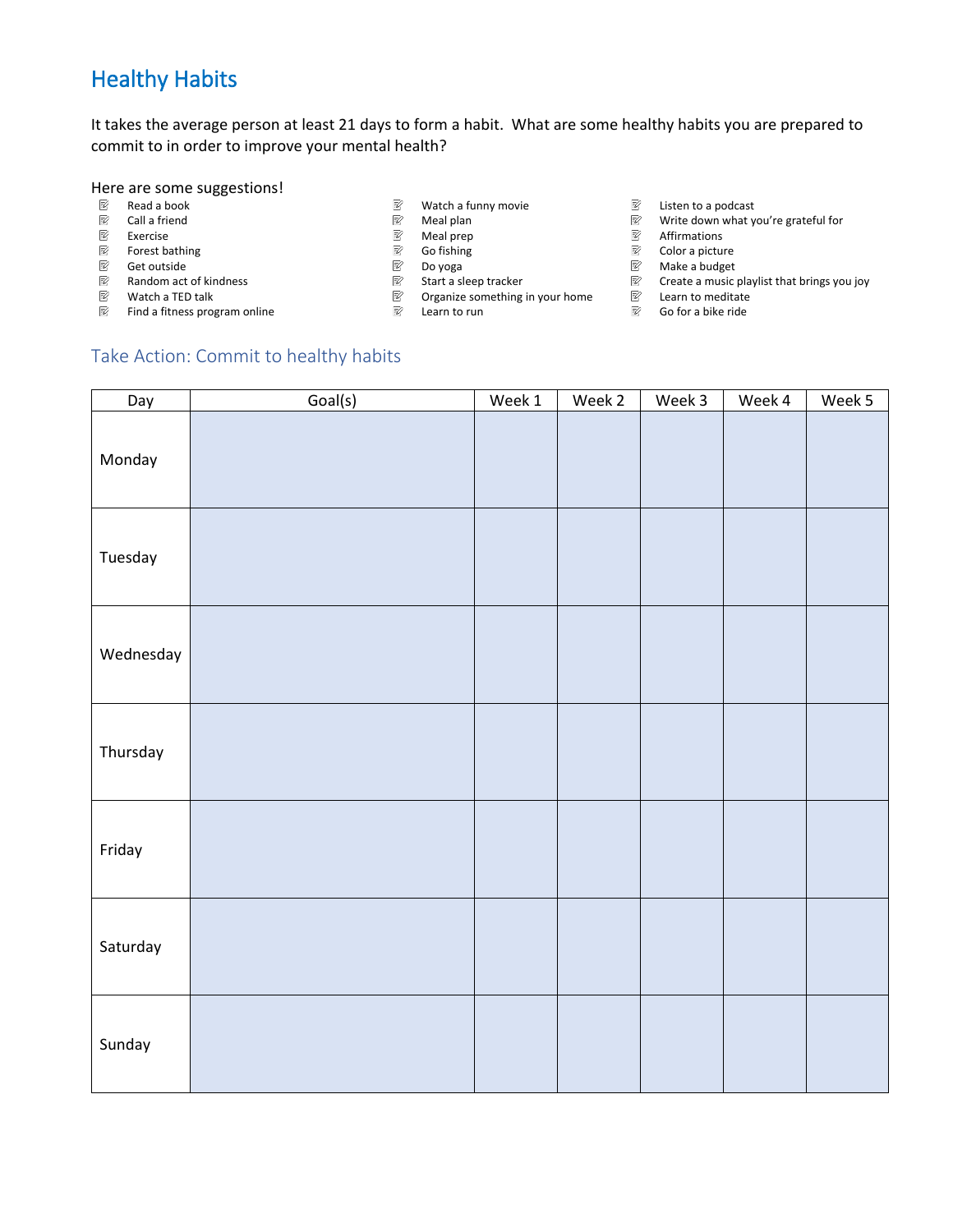# Healthy Habits

It takes the average person at least 21 days to form a habit. What are some healthy habits you are prepared to commit to in order to improve your mental health?

Here are some suggestions!

- Read a book
- Call a friend
- Exercise
- Forest bathing
- Get outside
- Random act of kindness
- Watch a TED talk
- Find a fitness program online
- Watch a funny movie
- Meal plan
- Meal prep
- Go fishing
- Do yoga
- Start a sleep tracker
- Organize something in your home
- Learn to run
- Listen to a podcast
- Write down what you're grateful for
- Affirmations
- Color a picture
- Make a budget
- Create a music playlist that brings you joy
- Learn to meditate
- Go for a bike ride

## Take Action: Commit to healthy habits

| Day | Goal(s) | Week 1 | Week 2 | Week 3 | Week 4 | Week 5 |
|---|---|---|---|---|---|---|
| Monday | | | | | | |
| Tuesday | | | | | | |
| Wednesday | | | | | | |
| Thursday | | | | | | |
| Friday | | | | | | |
| Saturday | | | | | | |
| Sunday | | | | | | |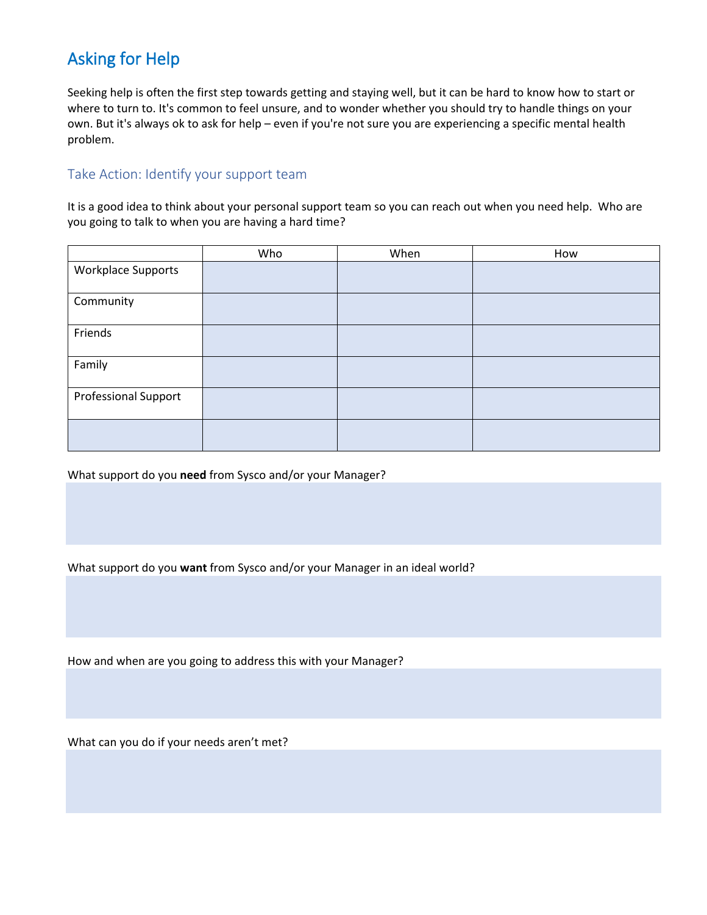## Asking for Help

Seeking help is often the first step towards getting and staying well, but it can be hard to know how to start or where to turn to. It's common to feel unsure, and to wonder whether you should try to handle things on your own. But it's always ok to ask for help – even if you're not sure you are experiencing a specific mental health problem.

### Take Action: Identify your support team

It is a good idea to think about your personal support team so you can reach out when you need help. Who are you going to talk to when you are having a hard time?

| | Who | When | How |
|---|---|---|---|
| Workplace Supports | | | |
| Community | | | |
| Friends | | | |
| Family | | | |
| Professional Support | | | |
| | | | |

What support do you **need** from Sysco and/or your Manager?

What support do you **want** from Sysco and/or your Manager in an ideal world?

How and when are you going to address this with your Manager?

What can you do if your needs aren't met?